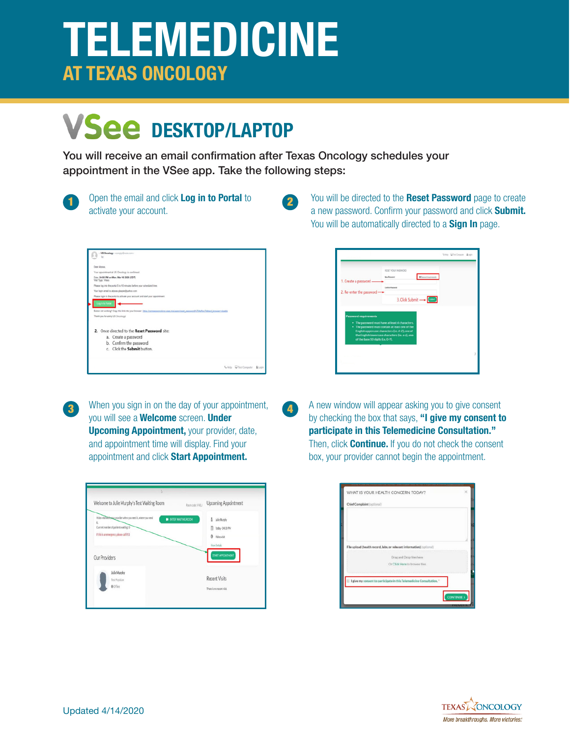# TELEMEDICINE

## AT TEXAS ONCOLOGY

## VSee DESKTOP/LAPTOP

You will receive an email confirmation after Texas Oncology schedules your appointment in the VSee app. Take the following steps:

1. Open the email and click **Log in to Portal** to activate your account.

2. You will be directed to the **Reset Password** page to create a new password. Confirm your password and click **Submit.** You will be automatically directed to a **Sign In** page.

3. When you sign in on the day of your appointment, you will see a **Welcome** screen. **Under Upcoming Appointment,** your provider, date, and appointment time will display. Find your appointment and click **Start Appointment.**

4. A new window will appear asking you to give consent by checking the box that says, **"I give my consent to participate in this Telemedicine Consultation."** Then, click **Continue.** If you do not check the consent box, your provider cannot begin the appointment.

Updated 4/14/2020

TEXAS ONCOLOGY
*More breakthroughs. More victories.*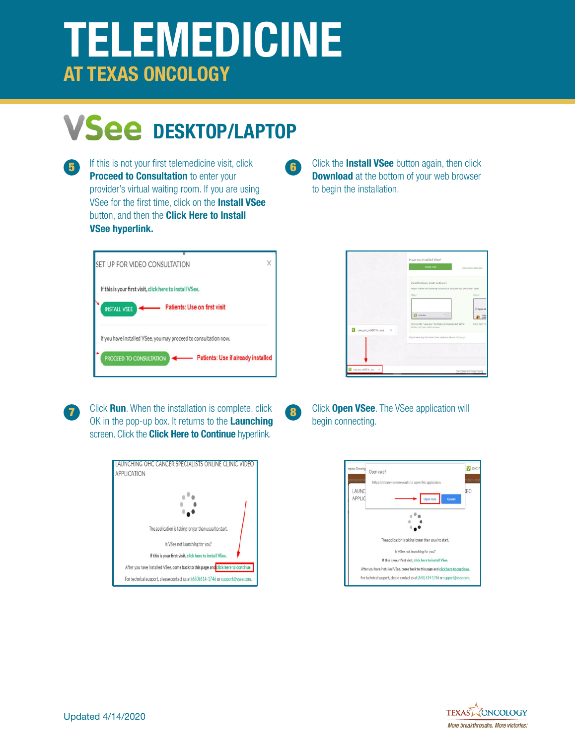# TELEMEDICINE

## AT TEXAS ONCOLOGY

## VSee DESKTOP/LAPTOP

**5** If this is not your first telemedicine visit, click **Proceed to Consultation** to enter your provider's virtual waiting room. If you are using VSee for the first time, click on the **Install VSee** button, and then the **Click Here to Install VSee hyperlink.**

**6** Click the **Install VSee** button again, then click **Download** at the bottom of your web browser to begin the installation.

**7** Click **Run**. When the installation is complete, click OK in the pop-up box. It returns to the **Launching** screen. Click the **Click Here to Continue** hyperlink.

**8** Click **Open VSee**. The VSee application will begin connecting.

Updated 4/14/2020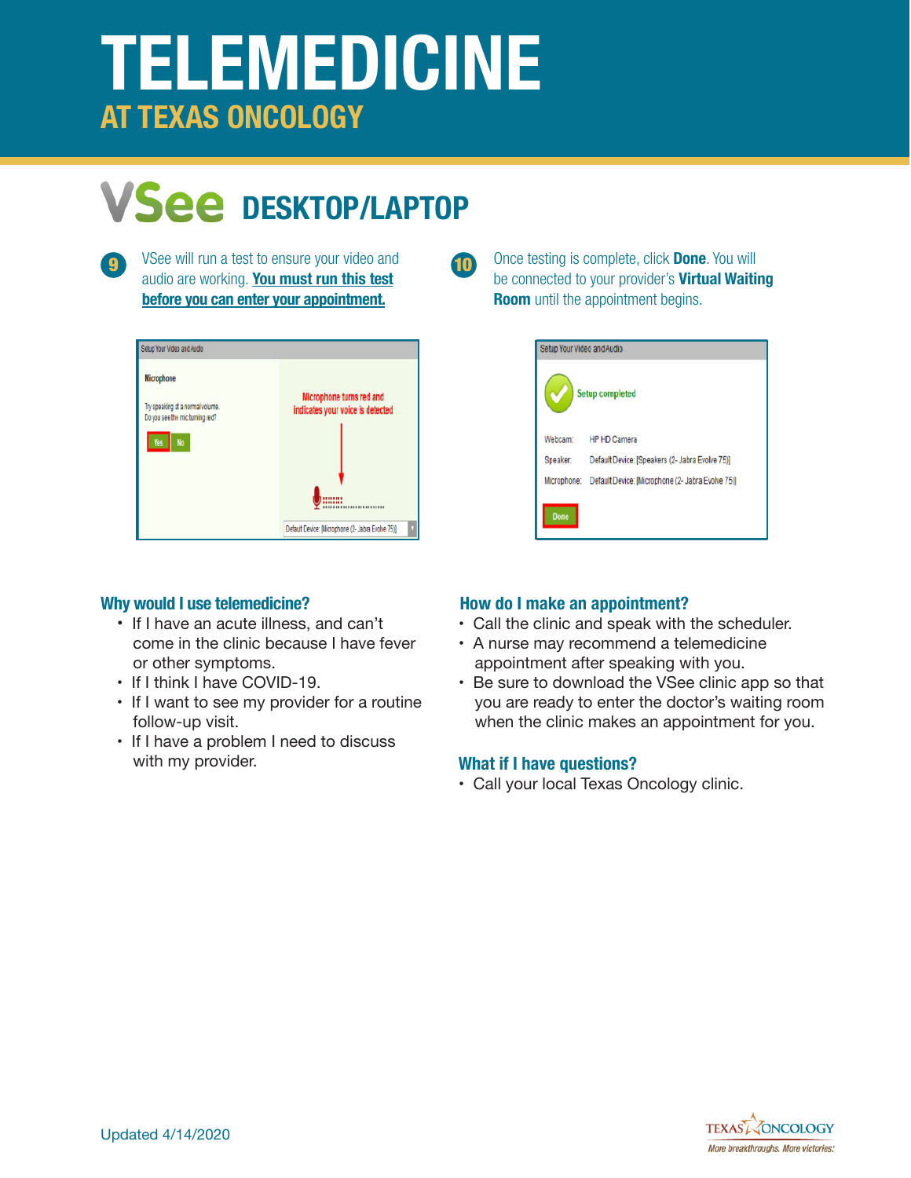# TELEMEDICINE

## AT TEXAS ONCOLOGY

## VSee DESKTOP/LAPTOP

9. VSee will run a test to ensure your video and audio are working. **You must run this test before you can enter your appointment.**

10. Once testing is complete, click **Done**. You will be connected to your provider's **Virtual Waiting Room** until the appointment begins.

### Why would I use telemedicine?

- If I have an acute illness, and can't come in the clinic because I have fever or other symptoms.
- If I think I have COVID-19.
- If I want to see my provider for a routine follow-up visit.
- If I have a problem I need to discuss with my provider.

### How do I make an appointment?

- Call the clinic and speak with the scheduler.
- A nurse may recommend a telemedicine appointment after speaking with you.
- Be sure to download the VSee clinic app so that you are ready to enter the doctor's waiting room when the clinic makes an appointment for you.

### What if I have questions?

- Call your local Texas Oncology clinic.

Updated 4/14/2020

TEXAS ONCOLOGY
*More breakthroughs. More victories.*